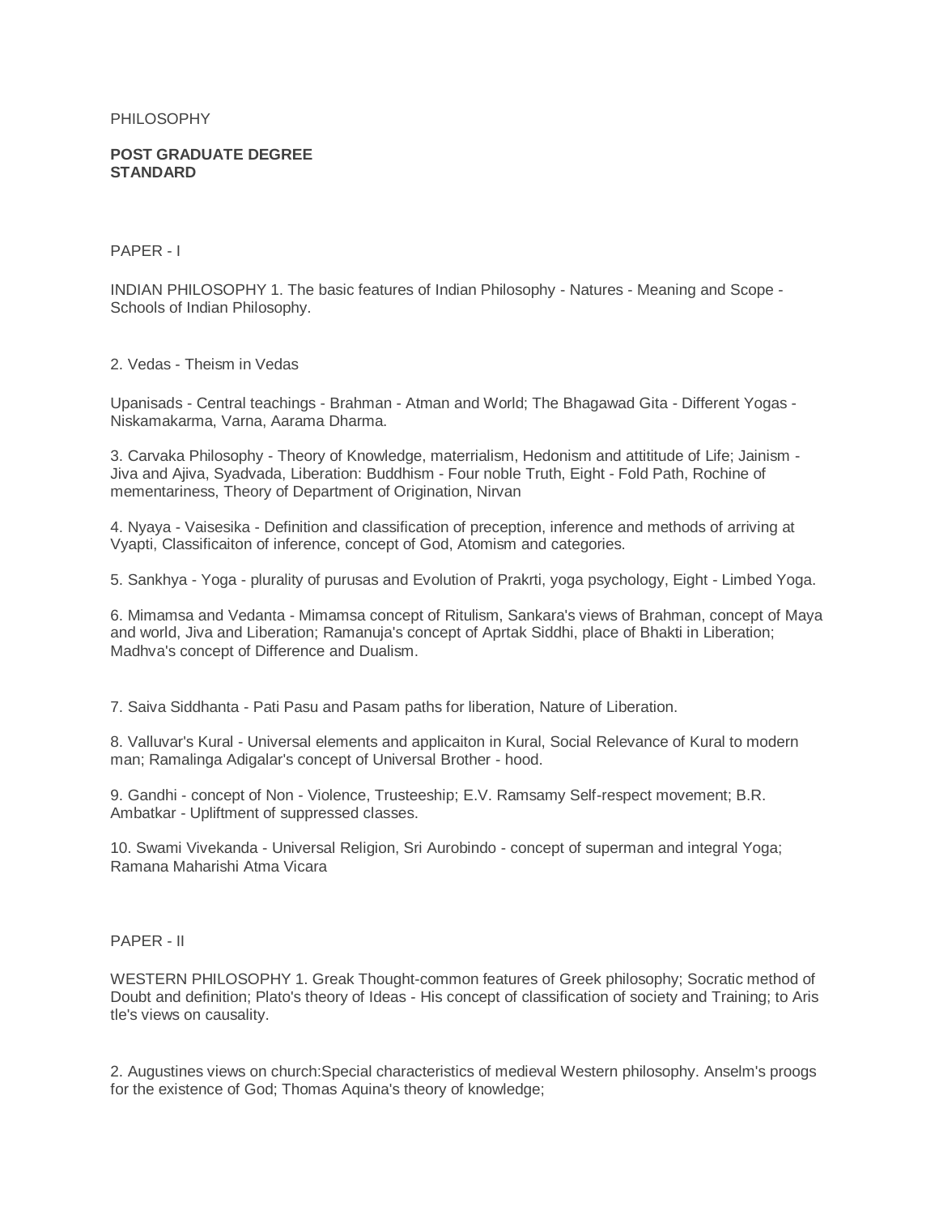PHILOSOPHY

**POST GRADUATE DEGREE STANDARD**

PAPER - I

INDIAN PHILOSOPHY 1. The basic features of Indian Philosophy - Natures - Meaning and Scope - Schools of Indian Philosophy.

2. Vedas - Theism in Vedas

Upanisads - Central teachings - Brahman - Atman and World; The Bhagawad Gita - Different Yogas - Niskamakarma, Varna, Aarama Dharma.

3. Carvaka Philosophy - Theory of Knowledge, materrialism, Hedonism and attititude of Life; Jainism - Jiva and Ajiva, Syadvada, Liberation: Buddhism - Four noble Truth, Eight - Fold Path, Rochine of mementariness, Theory of Department of Origination, Nirvan

4. Nyaya - Vaisesika - Definition and classification of preception, inference and methods of arriving at Vyapti, Classificaiton of inference, concept of God, Atomism and categories.

5. Sankhya - Yoga - plurality of purusas and Evolution of Prakrti, yoga psychology, Eight - Limbed Yoga.

6. Mimamsa and Vedanta - Mimamsa concept of Ritulism, Sankara's views of Brahman, concept of Maya and world, Jiva and Liberation; Ramanuja's concept of Aprtak Siddhi, place of Bhakti in Liberation; Madhva's concept of Difference and Dualism.

7. Saiva Siddhanta - Pati Pasu and Pasam paths for liberation, Nature of Liberation.

8. Valluvar's Kural - Universal elements and applicaiton in Kural, Social Relevance of Kural to modern man; Ramalinga Adigalar's concept of Universal Brother - hood.

9. Gandhi - concept of Non - Violence, Trusteeship; E.V. Ramsamy Self-respect movement; B.R. Ambatkar - Upliftment of suppressed classes.

10. Swami Vivekanda - Universal Religion, Sri Aurobindo - concept of superman and integral Yoga; Ramana Maharishi Atma Vicara

PAPER - II

WESTERN PHILOSOPHY 1. Greak Thought-common features of Greek philosophy; Socratic method of Doubt and definition; Plato's theory of Ideas - His concept of classification of society and Training; to Aris tle's views on causality.

2. Augustines views on church:Special characteristics of medieval Western philosophy. Anselm's proogs for the existence of God; Thomas Aquina's theory of knowledge;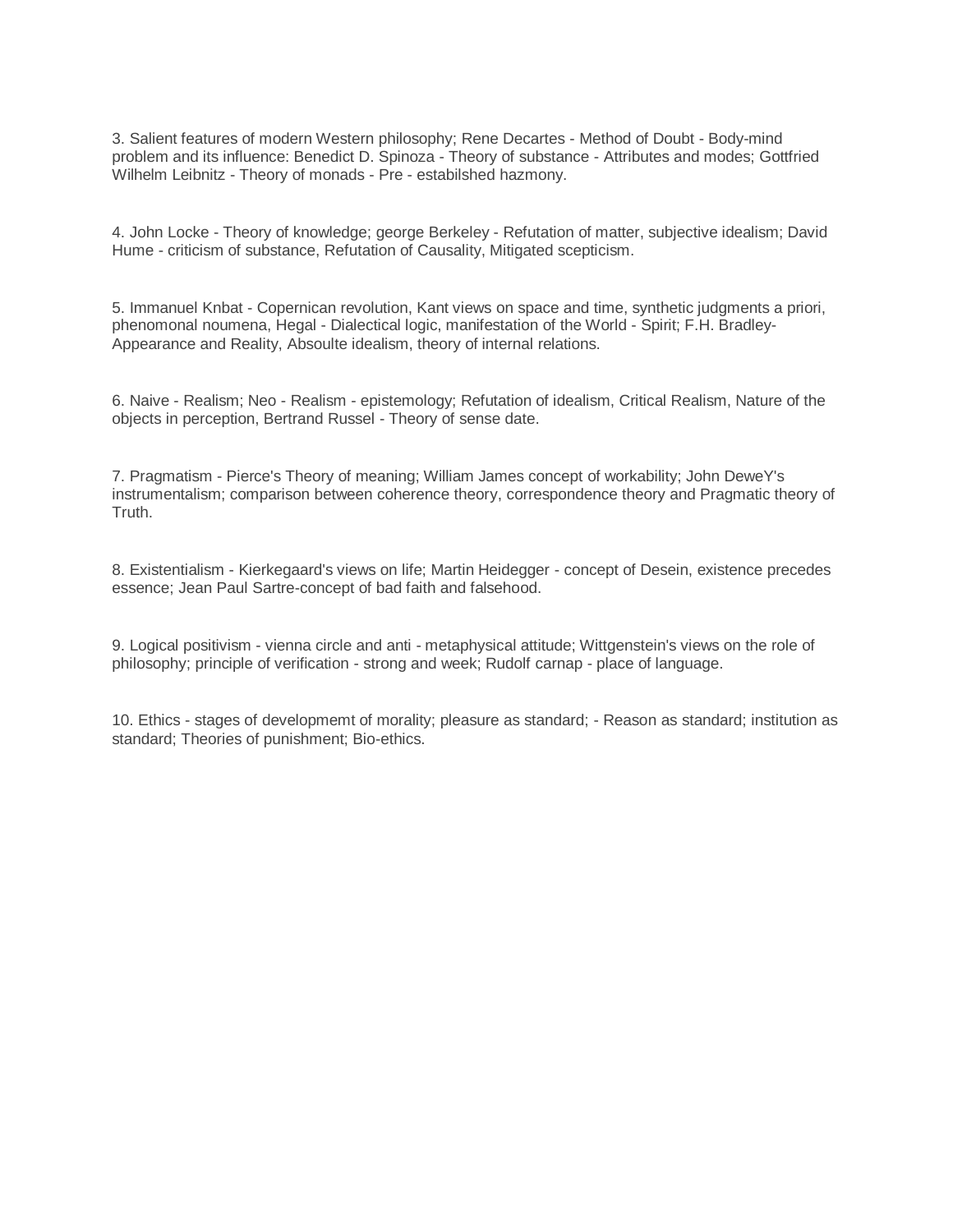3. Salient features of modern Western philosophy; Rene Decartes - Method of Doubt - Body-mind problem and its influence: Benedict D. Spinoza - Theory of substance - Attributes and modes; Gottfried Wilhelm Leibnitz - Theory of monads - Pre - estabilshed hazmony.

4. John Locke - Theory of knowledge; george Berkeley - Refutation of matter, subjective idealism; David Hume - criticism of substance, Refutation of Causality, Mitigated scepticism.

5. Immanuel Knbat - Copernican revolution, Kant views on space and time, synthetic judgments a priori, phenomonal noumena, Hegal - Dialectical logic, manifestation of the World - Spirit; F.H. Bradley- Appearance and Reality, Absoulte idealism, theory of internal relations.

6. Naive - Realism; Neo - Realism - epistemology; Refutation of idealism, Critical Realism, Nature of the objects in perception, Bertrand Russel - Theory of sense date.

7. Pragmatism - Pierce's Theory of meaning; William James concept of workability; John DeweY's instrumentalism; comparison between coherence theory, correspondence theory and Pragmatic theory of Truth.

8. Existentialism - Kierkegaard's views on life; Martin Heidegger - concept of Desein, existence precedes essence; Jean Paul Sartre-concept of bad faith and falsehood.

9. Logical positivism - vienna circle and anti - metaphysical attitude; Wittgenstein's views on the role of philosophy; principle of verification - strong and week; Rudolf carnap - place of language.

10. Ethics - stages of developmemt of morality; pleasure as standard; - Reason as standard; institution as standard; Theories of punishment; Bio-ethics.